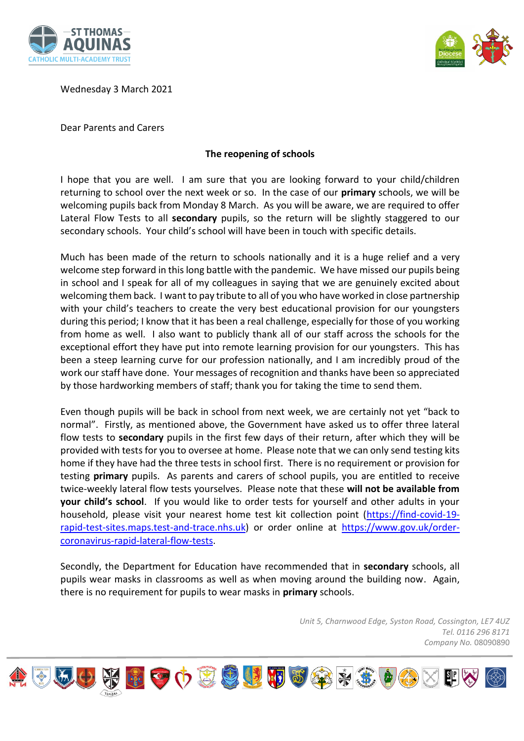Wednesday 3 March 2021

Dear Parents and Carers

**The reopening of schools**

I hope that you are well. I am sure that you are looking forward to your child/children returning to school over the next week or so. In the case of our **primary** schools, we will be welcoming pupils back from Monday 8 March. As you will be aware, we are required to offer Lateral Flow Tests to all **secondary** pupils, so the return will be slightly staggered to our secondary schools. Your child's school will have been in touch with specific details.

Much has been made of the return to schools nationally and it is a huge relief and a very welcome step forward in this long battle with the pandemic. We have missed our pupils being in school and I speak for all of my colleagues in saying that we are genuinely excited about welcoming them back. I want to pay tribute to all of you who have worked in close partnership with your child's teachers to create the very best educational provision for our youngsters during this period; I know that it has been a real challenge, especially for those of you working from home as well. I also want to publicly thank all of our staff across the schools for the exceptional effort they have put into remote learning provision for our youngsters. This has been a steep learning curve for our profession nationally, and I am incredibly proud of the work our staff have done. Your messages of recognition and thanks have been so appreciated by those hardworking members of staff; thank you for taking the time to send them.

Even though pupils will be back in school from next week, we are certainly not yet "back to normal". Firstly, as mentioned above, the Government have asked us to offer three lateral flow tests to **secondary** pupils in the first few days of their return, after which they will be provided with tests for you to oversee at home. Please note that we can only send testing kits home if they have had the three tests in school first. There is no requirement or provision for testing **primary** pupils. As parents and carers of school pupils, you are entitled to receive twice-weekly lateral flow tests yourselves. Please note that these **will not be available from your child's school**. If you would like to order tests for yourself and other adults in your household, please visit your nearest home test kit collection point (https://find-covid-19-rapid-test-sites.maps.test-and-trace.nhs.uk) or order online at https://www.gov.uk/order-coronavirus-rapid-lateral-flow-tests.

Secondly, the Department for Education have recommended that in **secondary** schools, all pupils wear masks in classrooms as well as when moving around the building now. Again, there is no requirement for pupils to wear masks in **primary** schools.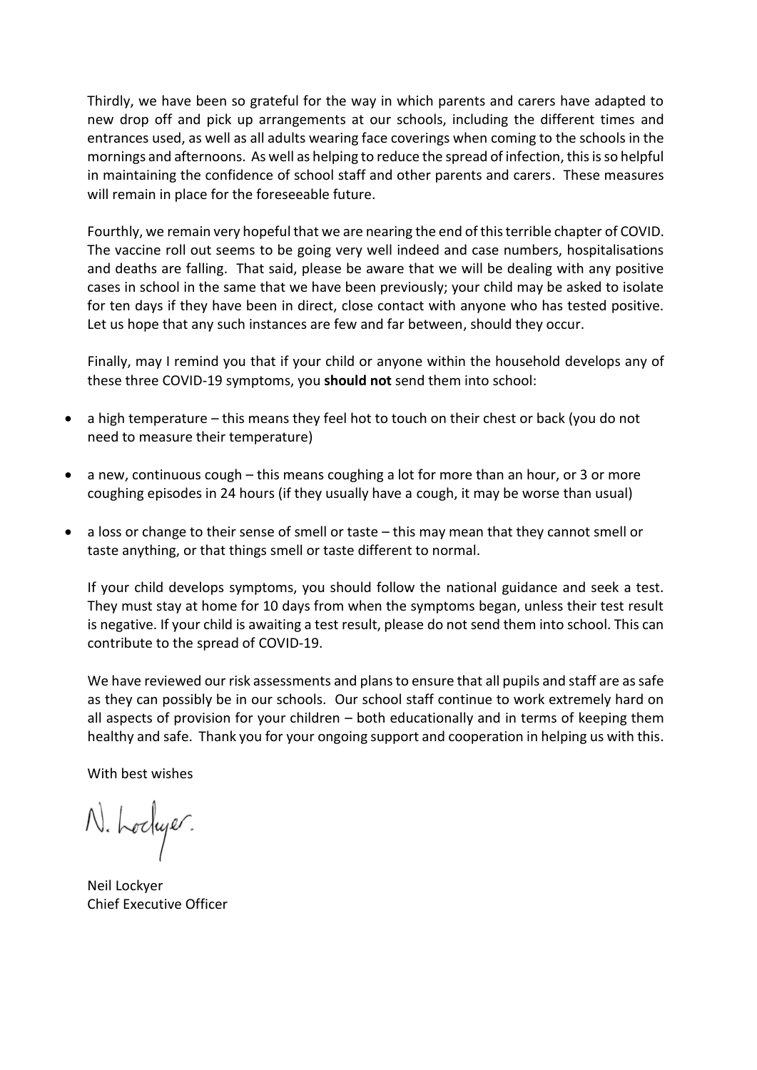Thirdly, we have been so grateful for the way in which parents and carers have adapted to new drop off and pick up arrangements at our schools, including the different times and entrances used, as well as all adults wearing face coverings when coming to the schools in the mornings and afternoons. As well as helping to reduce the spread of infection, this is so helpful in maintaining the confidence of school staff and other parents and carers. These measures will remain in place for the foreseeable future.

Fourthly, we remain very hopeful that we are nearing the end of this terrible chapter of COVID. The vaccine roll out seems to be going very well indeed and case numbers, hospitalisations and deaths are falling. That said, please be aware that we will be dealing with any positive cases in school in the same that we have been previously; your child may be asked to isolate for ten days if they have been in direct, close contact with anyone who has tested positive. Let us hope that any such instances are few and far between, should they occur.

Finally, may I remind you that if your child or anyone within the household develops any of these three COVID-19 symptoms, you **should not** send them into school:

- a high temperature – this means they feel hot to touch on their chest or back (you do not need to measure their temperature)
- a new, continuous cough – this means coughing a lot for more than an hour, or 3 or more coughing episodes in 24 hours (if they usually have a cough, it may be worse than usual)
- a loss or change to their sense of smell or taste – this may mean that they cannot smell or taste anything, or that things smell or taste different to normal.

If your child develops symptoms, you should follow the national guidance and seek a test. They must stay at home for 10 days from when the symptoms began, unless their test result is negative. If your child is awaiting a test result, please do not send them into school. This can contribute to the spread of COVID-19.

We have reviewed our risk assessments and plans to ensure that all pupils and staff are as safe as they can possibly be in our schools. Our school staff continue to work extremely hard on all aspects of provision for your children – both educationally and in terms of keeping them healthy and safe. Thank you for your ongoing support and cooperation in helping us with this.

With best wishes

N. Lockyer.

Neil Lockyer
Chief Executive Officer